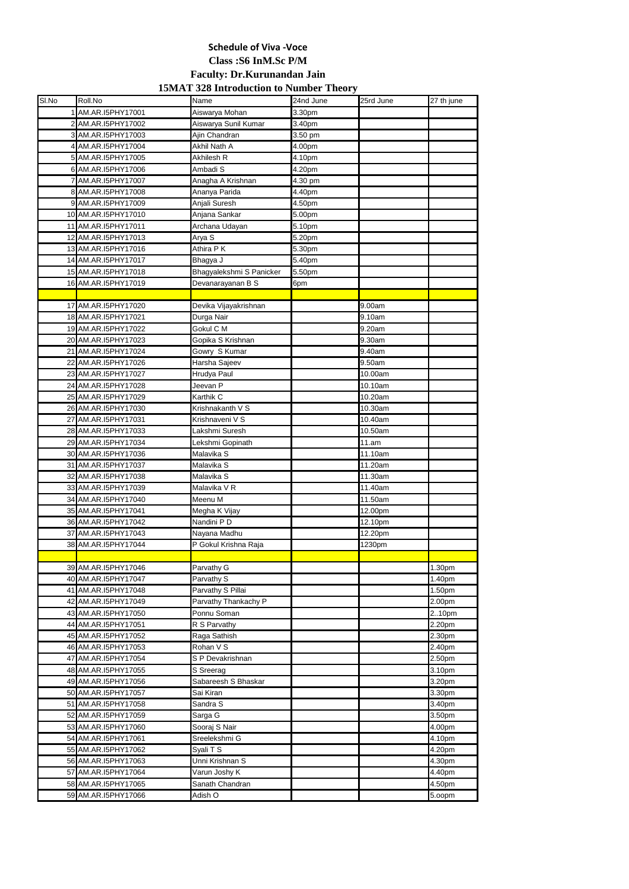**Schedule of Viva -Voce**

**Class :S6 InM.Sc P/M**

**Faculty: Dr.Kurunandan Jain**

**15MAT 328 Introduction to Number Theory**

| Sl.No | Roll.No | Name | 24nd June | 25rd June | 27 th june |
|---|---|---|---|---|---|
| 1 | AM.AR.I5PHY17001 | Aiswarya Mohan | 3.30pm | | |
| 2 | AM.AR.I5PHY17002 | Aiswarya Sunil Kumar | 3.40pm | | |
| 3 | AM.AR.I5PHY17003 | Ajin Chandran | 3.50 pm | | |
| 4 | AM.AR.I5PHY17004 | Akhil Nath A | 4.00pm | | |
| 5 | AM.AR.I5PHY17005 | Akhilesh R | 4.10pm | | |
| 6 | AM.AR.I5PHY17006 | Ambadi S | 4.20pm | | |
| 7 | AM.AR.I5PHY17007 | Anagha A Krishnan | 4.30 pm | | |
| 8 | AM.AR.I5PHY17008 | Ananya Parida | 4.40pm | | |
| 9 | AM.AR.I5PHY17009 | Anjali Suresh | 4.50pm | | |
| 10 | AM.AR.I5PHY17010 | Anjana Sankar | 5.00pm | | |
| 11 | AM.AR.I5PHY17011 | Archana Udayan | 5.10pm | | |
| 12 | AM.AR.I5PHY17013 | Arya S | 5.20pm | | |
| 13 | AM.AR.I5PHY17016 | Athira P K | 5.30pm | | |
| 14 | AM.AR.I5PHY17017 | Bhagya J | 5.40pm | | |
| 15 | AM.AR.I5PHY17018 | Bhagyalekshmi S Panicker | 5.50pm | | |
| 16 | AM.AR.I5PHY17019 | Devanarayanan B S | 6pm | | |
| | | | | | |
| 17 | AM.AR.I5PHY17020 | Devika Vijayakrishnan | | 9.00am | |
| 18 | AM.AR.I5PHY17021 | Durga Nair | | 9.10am | |
| 19 | AM.AR.I5PHY17022 | Gokul C M | | 9.20am | |
| 20 | AM.AR.I5PHY17023 | Gopika S Krishnan | | 9.30am | |
| 21 | AM.AR.I5PHY17024 | Gowry S Kumar | | 9.40am | |
| 22 | AM.AR.I5PHY17026 | Harsha Sajeev | | 9.50am | |
| 23 | AM.AR.I5PHY17027 | Hrudya Paul | | 10.00am | |
| 24 | AM.AR.I5PHY17028 | Jeevan P | | 10.10am | |
| 25 | AM.AR.I5PHY17029 | Karthik C | | 10.20am | |
| 26 | AM.AR.I5PHY17030 | Krishnakanth V S | | 10.30am | |
| 27 | AM.AR.I5PHY17031 | Krishnaveni V S | | 10.40am | |
| 28 | AM.AR.I5PHY17033 | Lakshmi Suresh | | 10.50am | |
| 29 | AM.AR.I5PHY17034 | Lekshmi Gopinath | | 11.am | |
| 30 | AM.AR.I5PHY17036 | Malavika S | | 11.10am | |
| 31 | AM.AR.I5PHY17037 | Malavika S | | 11.20am | |
| 32 | AM.AR.I5PHY17038 | Malavika S | | 11.30am | |
| 33 | AM.AR.I5PHY17039 | Malavika V R | | 11.40am | |
| 34 | AM.AR.I5PHY17040 | Meenu M | | 11.50am | |
| 35 | AM.AR.I5PHY17041 | Megha K Vijay | | 12.00pm | |
| 36 | AM.AR.I5PHY17042 | Nandini P D | | 12.10pm | |
| 37 | AM.AR.I5PHY17043 | Nayana Madhu | | 12.20pm | |
| 38 | AM.AR.I5PHY17044 | P Gokul Krishna Raja | | 1230pm | |
| | | | | | |
| 39 | AM.AR.I5PHY17046 | Parvathy G | | | 1.30pm |
| 40 | AM.AR.I5PHY17047 | Parvathy S | | | 1.40pm |
| 41 | AM.AR.I5PHY17048 | Parvathy S Pillai | | | 1.50pm |
| 42 | AM.AR.I5PHY17049 | Parvathy Thankachy P | | | 2.00pm |
| 43 | AM.AR.I5PHY17050 | Ponnu Soman | | | 2..10pm |
| 44 | AM.AR.I5PHY17051 | R S Parvathy | | | 2.20pm |
| 45 | AM.AR.I5PHY17052 | Raga Sathish | | | 2.30pm |
| 46 | AM.AR.I5PHY17053 | Rohan V S | | | 2.40pm |
| 47 | AM.AR.I5PHY17054 | S P Devakrishnan | | | 2.50pm |
| 48 | AM.AR.I5PHY17055 | S Sreerag | | | 3.10pm |
| 49 | AM.AR.I5PHY17056 | Sabareesh S Bhaskar | | | 3.20pm |
| 50 | AM.AR.I5PHY17057 | Sai Kiran | | | 3.30pm |
| 51 | AM.AR.I5PHY17058 | Sandra S | | | 3.40pm |
| 52 | AM.AR.I5PHY17059 | Sarga G | | | 3.50pm |
| 53 | AM.AR.I5PHY17060 | Sooraj S Nair | | | 4.00pm |
| 54 | AM.AR.I5PHY17061 | Sreelekshmi G | | | 4.10pm |
| 55 | AM.AR.I5PHY17062 | Syali T S | | | 4.20pm |
| 56 | AM.AR.I5PHY17063 | Unni Krishnan S | | | 4.30pm |
| 57 | AM.AR.I5PHY17064 | Varun Joshy K | | | 4.40pm |
| 58 | AM.AR.I5PHY17065 | Sanath Chandran | | | 4.50pm |
| 59 | AM.AR.I5PHY17066 | Adish O | | | 5.oopm |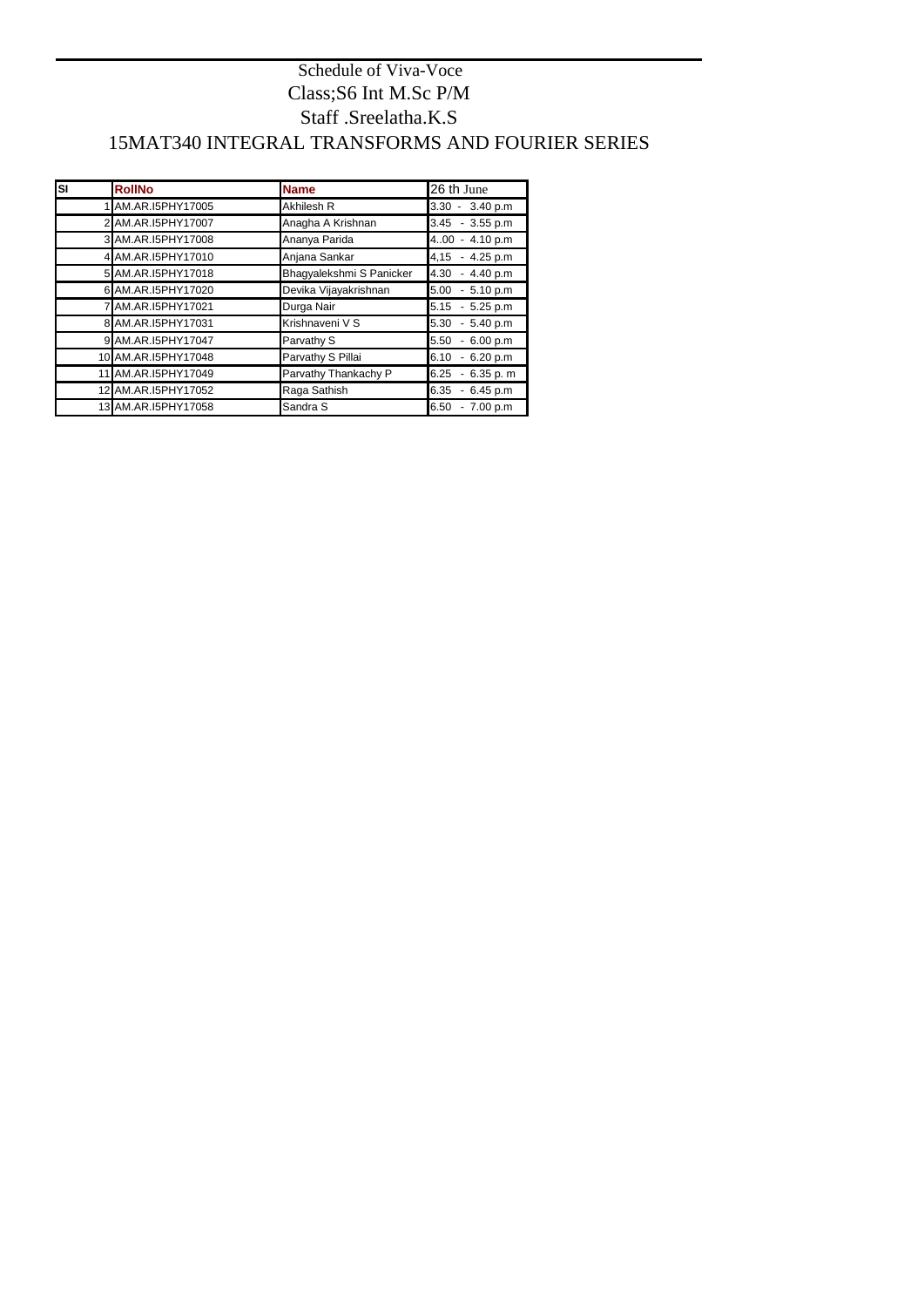Schedule of Viva-Voce

Class;S6 Int M.Sc P/M

Staff .Sreelatha.K.S

15MAT340 INTEGRAL TRANSFORMS AND FOURIER SERIES

| Sl | RollNo | Name | 26 th June |
|---|---|---|---|
| 1 | AM.AR.I5PHY17005 | Akhilesh R | 3.30 - 3.40 p.m |
| 2 | AM.AR.I5PHY17007 | Anagha A Krishnan | 3.45 - 3.55 p.m |
| 3 | AM.AR.I5PHY17008 | Ananya Parida | 4..00 - 4.10 p.m |
| 4 | AM.AR.I5PHY17010 | Anjana Sankar | 4,15 - 4.25 p.m |
| 5 | AM.AR.I5PHY17018 | Bhagyalekshmi S Panicker | 4.30 - 4.40 p.m |
| 6 | AM.AR.I5PHY17020 | Devika Vijayakrishnan | 5.00 - 5.10 p.m |
| 7 | AM.AR.I5PHY17021 | Durga Nair | 5.15 - 5.25 p.m |
| 8 | AM.AR.I5PHY17031 | Krishnaveni V S | 5.30 - 5.40 p.m |
| 9 | AM.AR.I5PHY17047 | Parvathy S | 5.50 - 6.00 p.m |
| 10 | AM.AR.I5PHY17048 | Parvathy S Pillai | 6.10 - 6.20 p.m |
| 11 | AM.AR.I5PHY17049 | Parvathy Thankachy P | 6.25 - 6.35 p. m |
| 12 | AM.AR.I5PHY17052 | Raga Sathish | 6.35 - 6.45 p.m |
| 13 | AM.AR.I5PHY17058 | Sandra S | 6.50 - 7.00 p.m |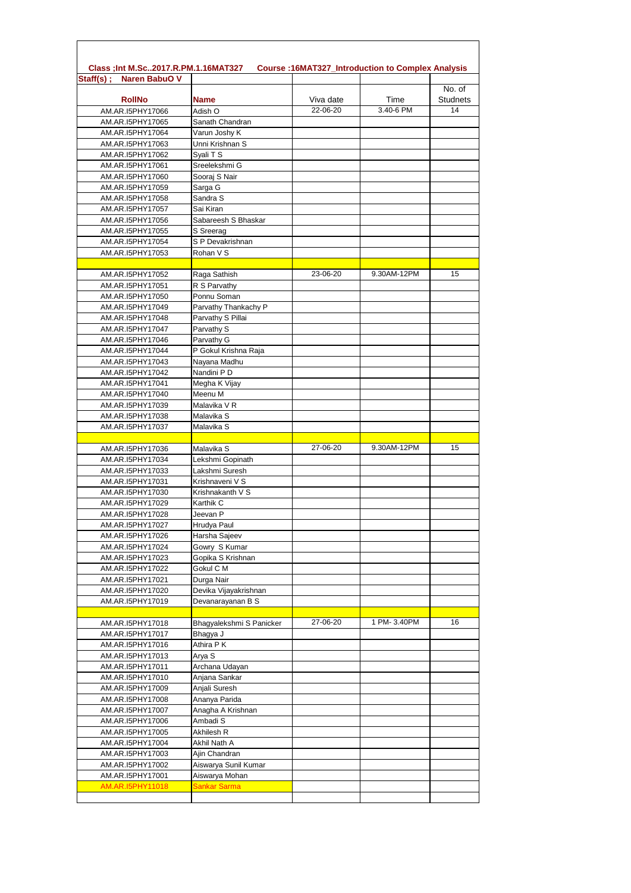**Class ;Int M.Sc..2017.R.PM.1.16MAT327** **Course :16MAT327_Introduction to Complex Analysis**

| Staff(s) ; Naren BabuO V | | | | |
|---|---|---|---|---|
| **RollNo** | **Name** | Viva date | Time | No. of Studnets |
| AM.AR.I5PHY17066 | Adish O | 22-06-20 | 3.40-6 PM | 14 |
| AM.AR.I5PHY17065 | Sanath Chandran | | | |
| AM.AR.I5PHY17064 | Varun Joshy K | | | |
| AM.AR.I5PHY17063 | Unni Krishnan S | | | |
| AM.AR.I5PHY17062 | Syali T S | | | |
| AM.AR.I5PHY17061 | Sreelekshmi G | | | |
| AM.AR.I5PHY17060 | Sooraj S Nair | | | |
| AM.AR.I5PHY17059 | Sarga G | | | |
| AM.AR.I5PHY17058 | Sandra S | | | |
| AM.AR.I5PHY17057 | Sai Kiran | | | |
| AM.AR.I5PHY17056 | Sabareesh S Bhaskar | | | |
| AM.AR.I5PHY17055 | S Sreerag | | | |
| AM.AR.I5PHY17054 | S P Devakrishnan | | | |
| AM.AR.I5PHY17053 | Rohan V S | | | |
| | | | | |
| AM.AR.I5PHY17052 | Raga Sathish | 23-06-20 | 9.30AM-12PM | 15 |
| AM.AR.I5PHY17051 | R S Parvathy | | | |
| AM.AR.I5PHY17050 | Ponnu Soman | | | |
| AM.AR.I5PHY17049 | Parvathy Thankachy P | | | |
| AM.AR.I5PHY17048 | Parvathy S Pillai | | | |
| AM.AR.I5PHY17047 | Parvathy S | | | |
| AM.AR.I5PHY17046 | Parvathy G | | | |
| AM.AR.I5PHY17044 | P Gokul Krishna Raja | | | |
| AM.AR.I5PHY17043 | Nayana Madhu | | | |
| AM.AR.I5PHY17042 | Nandini P D | | | |
| AM.AR.I5PHY17041 | Megha K Vijay | | | |
| AM.AR.I5PHY17040 | Meenu M | | | |
| AM.AR.I5PHY17039 | Malavika V R | | | |
| AM.AR.I5PHY17038 | Malavika S | | | |
| AM.AR.I5PHY17037 | Malavika S | | | |
| | | | | |
| AM.AR.I5PHY17036 | Malavika S | 27-06-20 | 9.30AM-12PM | 15 |
| AM.AR.I5PHY17034 | Lekshmi Gopinath | | | |
| AM.AR.I5PHY17033 | Lakshmi Suresh | | | |
| AM.AR.I5PHY17031 | Krishnaveni V S | | | |
| AM.AR.I5PHY17030 | Krishnakanth V S | | | |
| AM.AR.I5PHY17029 | Karthik C | | | |
| AM.AR.I5PHY17028 | Jeevan P | | | |
| AM.AR.I5PHY17027 | Hrudya Paul | | | |
| AM.AR.I5PHY17026 | Harsha Sajeev | | | |
| AM.AR.I5PHY17024 | Gowry S Kumar | | | |
| AM.AR.I5PHY17023 | Gopika S Krishnan | | | |
| AM.AR.I5PHY17022 | Gokul C M | | | |
| AM.AR.I5PHY17021 | Durga Nair | | | |
| AM.AR.I5PHY17020 | Devika Vijayakrishnan | | | |
| AM.AR.I5PHY17019 | Devanarayanan B S | | | |
| | | | | |
| AM.AR.I5PHY17018 | Bhagyalekshmi S Panicker | 27-06-20 | 1 PM- 3.40PM | 16 |
| AM.AR.I5PHY17017 | Bhagya J | | | |
| AM.AR.I5PHY17016 | Athira P K | | | |
| AM.AR.I5PHY17013 | Arya S | | | |
| AM.AR.I5PHY17011 | Archana Udayan | | | |
| AM.AR.I5PHY17010 | Anjana Sankar | | | |
| AM.AR.I5PHY17009 | Anjali Suresh | | | |
| AM.AR.I5PHY17008 | Ananya Parida | | | |
| AM.AR.I5PHY17007 | Anagha A Krishnan | | | |
| AM.AR.I5PHY17006 | Ambadi S | | | |
| AM.AR.I5PHY17005 | Akhilesh R | | | |
| AM.AR.I5PHY17004 | Akhil Nath A | | | |
| AM.AR.I5PHY17003 | Ajin Chandran | | | |
| AM.AR.I5PHY17002 | Aiswarya Sunil Kumar | | | |
| AM.AR.I5PHY17001 | Aiswarya Mohan | | | |
| AM.AR.I5PHY11018 | Sankar Sarma | | | |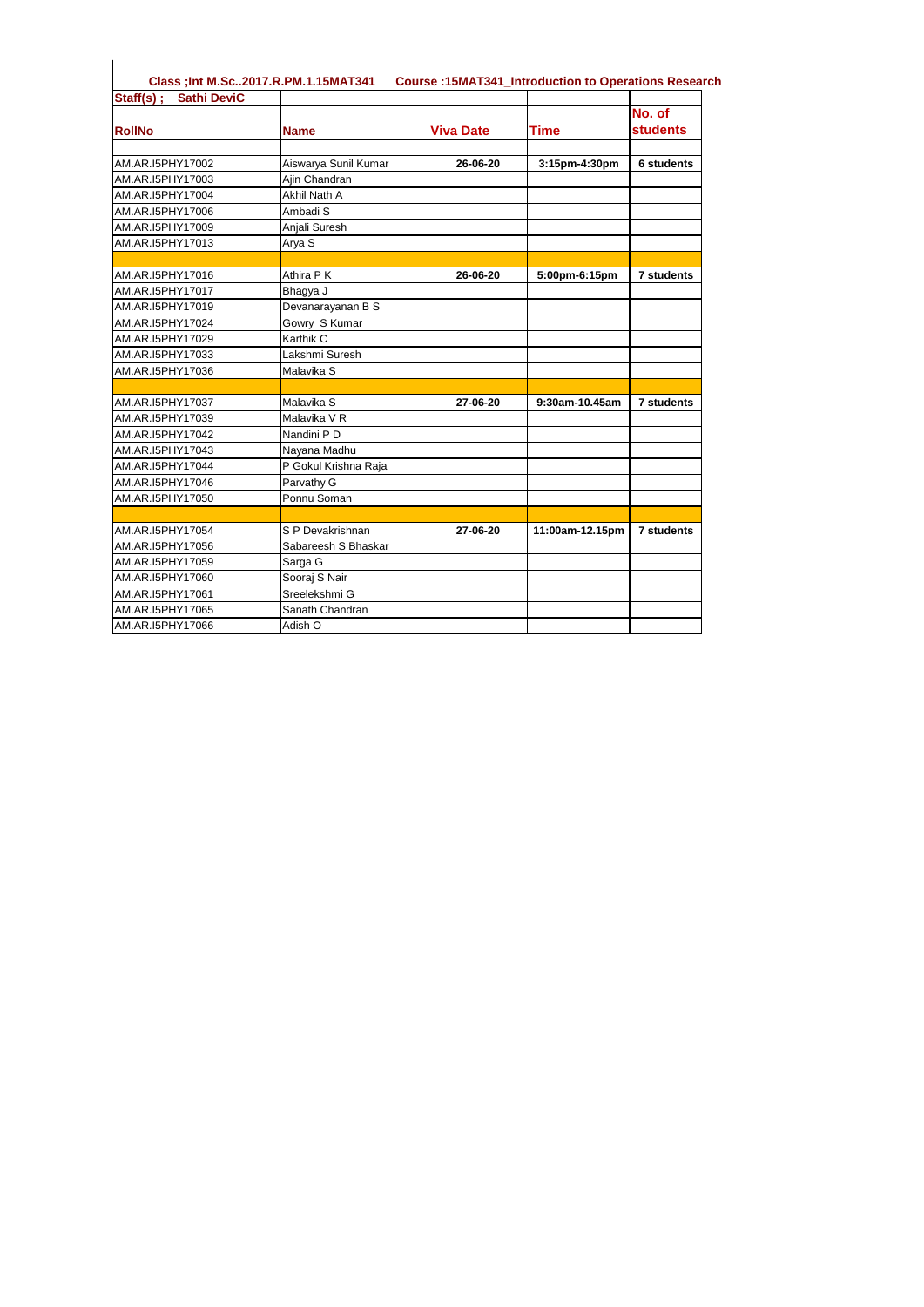**Class ;Int M.Sc..2017.R.PM.1.15MAT341 Course :15MAT341_Introduction to Operations Research**

| Staff(s) ; Sathi DeviC | | | | |
|---|---|---|---|---|
| **RollNo** | **Name** | **Viva Date** | **Time** | **No. of students** |
| | | | | |
| AM.AR.I5PHY17002 | Aiswarya Sunil Kumar | 26-06-20 | 3:15pm-4:30pm | 6 students |
| AM.AR.I5PHY17003 | Ajin Chandran | | | |
| AM.AR.I5PHY17004 | Akhil Nath A | | | |
| AM.AR.I5PHY17006 | Ambadi S | | | |
| AM.AR.I5PHY17009 | Anjali Suresh | | | |
| AM.AR.I5PHY17013 | Arya S | | | |
| | | | | |
| AM.AR.I5PHY17016 | Athira P K | 26-06-20 | 5:00pm-6:15pm | 7 students |
| AM.AR.I5PHY17017 | Bhagya J | | | |
| AM.AR.I5PHY17019 | Devanarayanan B S | | | |
| AM.AR.I5PHY17024 | Gowry S Kumar | | | |
| AM.AR.I5PHY17029 | Karthik C | | | |
| AM.AR.I5PHY17033 | Lakshmi Suresh | | | |
| AM.AR.I5PHY17036 | Malavika S | | | |
| | | | | |
| AM.AR.I5PHY17037 | Malavika S | 27-06-20 | 9:30am-10.45am | 7 students |
| AM.AR.I5PHY17039 | Malavika V R | | | |
| AM.AR.I5PHY17042 | Nandini P D | | | |
| AM.AR.I5PHY17043 | Nayana Madhu | | | |
| AM.AR.I5PHY17044 | P Gokul Krishna Raja | | | |
| AM.AR.I5PHY17046 | Parvathy G | | | |
| AM.AR.I5PHY17050 | Ponnu Soman | | | |
| | | | | |
| AM.AR.I5PHY17054 | S P Devakrishnan | 27-06-20 | 11:00am-12.15pm | 7 students |
| AM.AR.I5PHY17056 | Sabareesh S Bhaskar | | | |
| AM.AR.I5PHY17059 | Sarga G | | | |
| AM.AR.I5PHY17060 | Sooraj S Nair | | | |
| AM.AR.I5PHY17061 | Sreelekshmi G | | | |
| AM.AR.I5PHY17065 | Sanath Chandran | | | |
| AM.AR.I5PHY17066 | Adish O | | | |